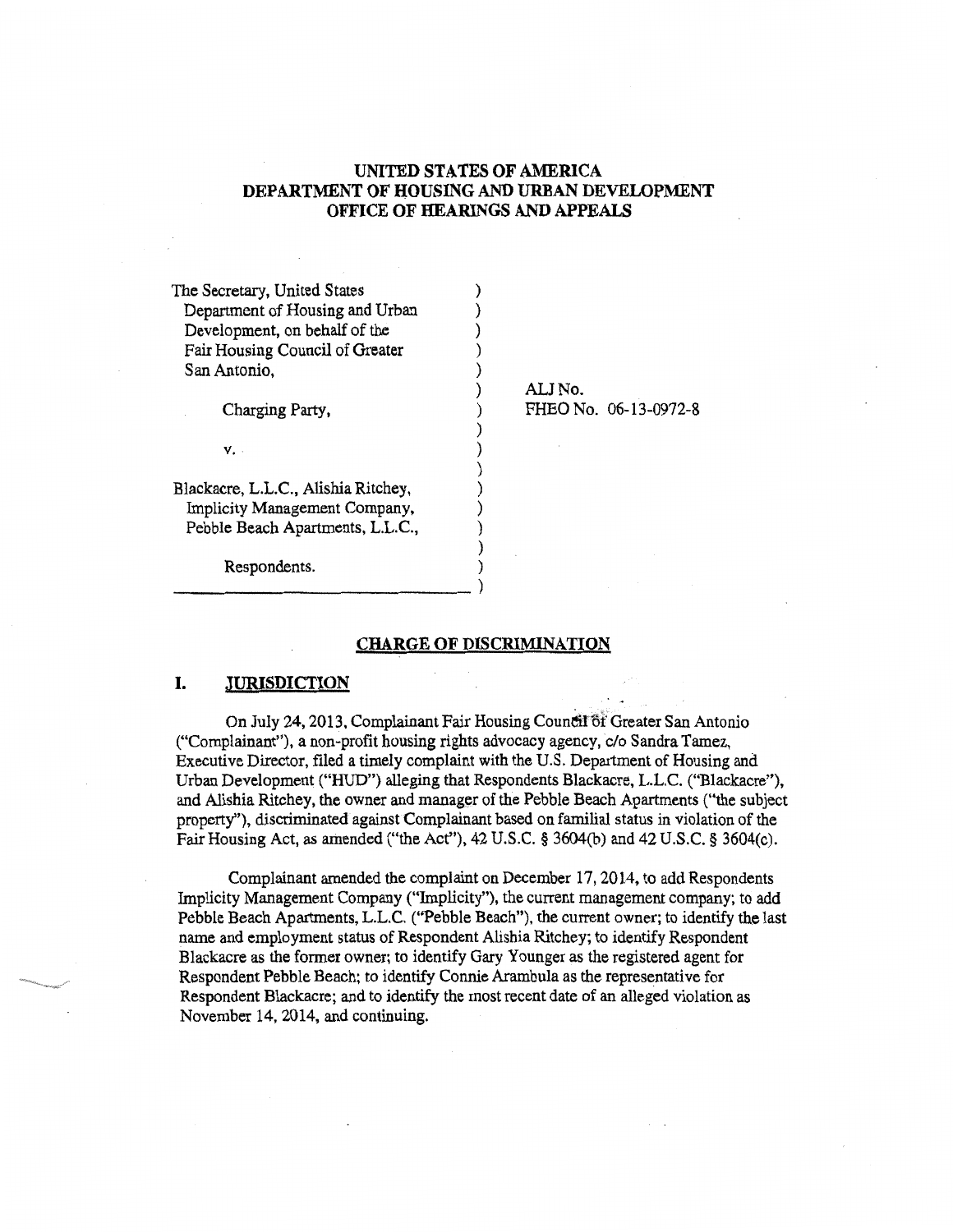# UNITED STATES OF AMERICA
# DEPARTMENT OF HOUSING AND URBAN DEVELOPMENT
# OFFICE OF HEARINGS AND APPEALS

The Secretary, United States Department of Housing and Urban Development, on behalf of the Fair Housing Council of Greater San Antonio,

Charging Party,

v.

Blackacre, L.L.C., Alishia Ritchey, Implicity Management Company, Pebble Beach Apartments, L.L.C.,

Respondents.

ALJ No.
FHEO No. 06-13-0972-8

## CHARGE OF DISCRIMINATION

## I. JURISDICTION

On July 24, 2013, Complainant Fair Housing Council of Greater San Antonio ("Complainant"), a non-profit housing rights advocacy agency, c/o Sandra Tamez, Executive Director, filed a timely complaint with the U.S. Department of Housing and Urban Development ("HUD") alleging that Respondents Blackacre, L.L.C. ("Blackacre"), and Alishia Ritchey, the owner and manager of the Pebble Beach Apartments ("the subject property"), discriminated against Complainant based on familial status in violation of the Fair Housing Act, as amended ("the Act"), 42 U.S.C. § 3604(b) and 42 U.S.C. § 3604(c).

Complainant amended the complaint on December 17, 2014, to add Respondents Implicity Management Company ("Implicity"), the current management company; to add Pebble Beach Apartments, L.L.C. ("Pebble Beach"), the current owner; to identify the last name and employment status of Respondent Alishia Ritchey; to identify Respondent Blackacre as the former owner; to identify Gary Younger as the registered agent for Respondent Pebble Beach; to identify Connie Arambula as the representative for Respondent Blackacre; and to identify the most recent date of an alleged violation as November 14, 2014, and continuing.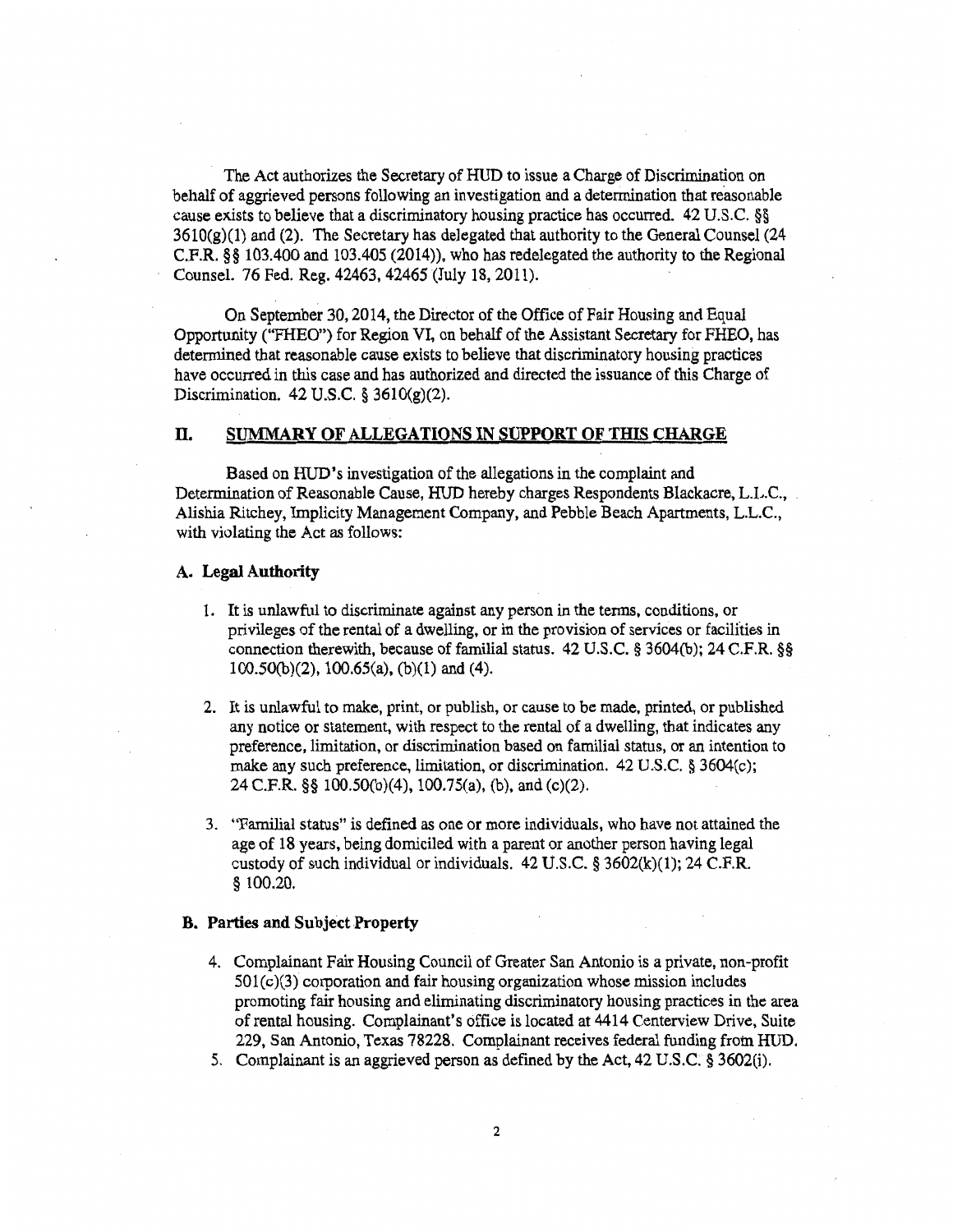The Act authorizes the Secretary of HUD to issue a Charge of Discrimination on behalf of aggrieved persons following an investigation and a determination that reasonable cause exists to believe that a discriminatory housing practice has occurred. 42 U.S.C. §§ 3610(g)(1) and (2). The Secretary has delegated that authority to the General Counsel (24 C.F.R. §§ 103.400 and 103.405 (2014)), who has redelegated the authority to the Regional Counsel. 76 Fed. Reg. 42463, 42465 (July 18, 2011).

On September 30, 2014, the Director of the Office of Fair Housing and Equal Opportunity ("FHEO") for Region VI, on behalf of the Assistant Secretary for FHEO, has determined that reasonable cause exists to believe that discriminatory housing practices have occurred in this case and has authorized and directed the issuance of this Charge of Discrimination. 42 U.S.C. § 3610(g)(2).

## II. SUMMARY OF ALLEGATIONS IN SUPPORT OF THIS CHARGE

Based on HUD's investigation of the allegations in the complaint and Determination of Reasonable Cause, HUD hereby charges Respondents Blackacre, L.L.C., Alishia Ritchey, Implicity Management Company, and Pebble Beach Apartments, L.L.C., with violating the Act as follows:

### A. Legal Authority

1. It is unlawful to discriminate against any person in the terms, conditions, or privileges of the rental of a dwelling, or in the provision of services or facilities in connection therewith, because of familial status. 42 U.S.C. § 3604(b); 24 C.F.R. §§ 100.50(b)(2), 100.65(a), (b)(1) and (4).

2. It is unlawful to make, print, or publish, or cause to be made, printed, or published any notice or statement, with respect to the rental of a dwelling, that indicates any preference, limitation, or discrimination based on familial status, or an intention to make any such preference, limitation, or discrimination. 42 U.S.C. § 3604(c); 24 C.F.R. §§ 100.50(b)(4), 100.75(a), (b), and (c)(2).

3. "Familial status" is defined as one or more individuals, who have not attained the age of 18 years, being domiciled with a parent or another person having legal custody of such individual or individuals. 42 U.S.C. § 3602(k)(1); 24 C.F.R. § 100.20.

### B. Parties and Subject Property

4. Complainant Fair Housing Council of Greater San Antonio is a private, non-profit 501(c)(3) corporation and fair housing organization whose mission includes promoting fair housing and eliminating discriminatory housing practices in the area of rental housing. Complainant's office is located at 4414 Centerview Drive, Suite 229, San Antonio, Texas 78228. Complainant receives federal funding from HUD.
5. Complainant is an aggrieved person as defined by the Act, 42 U.S.C. § 3602(i).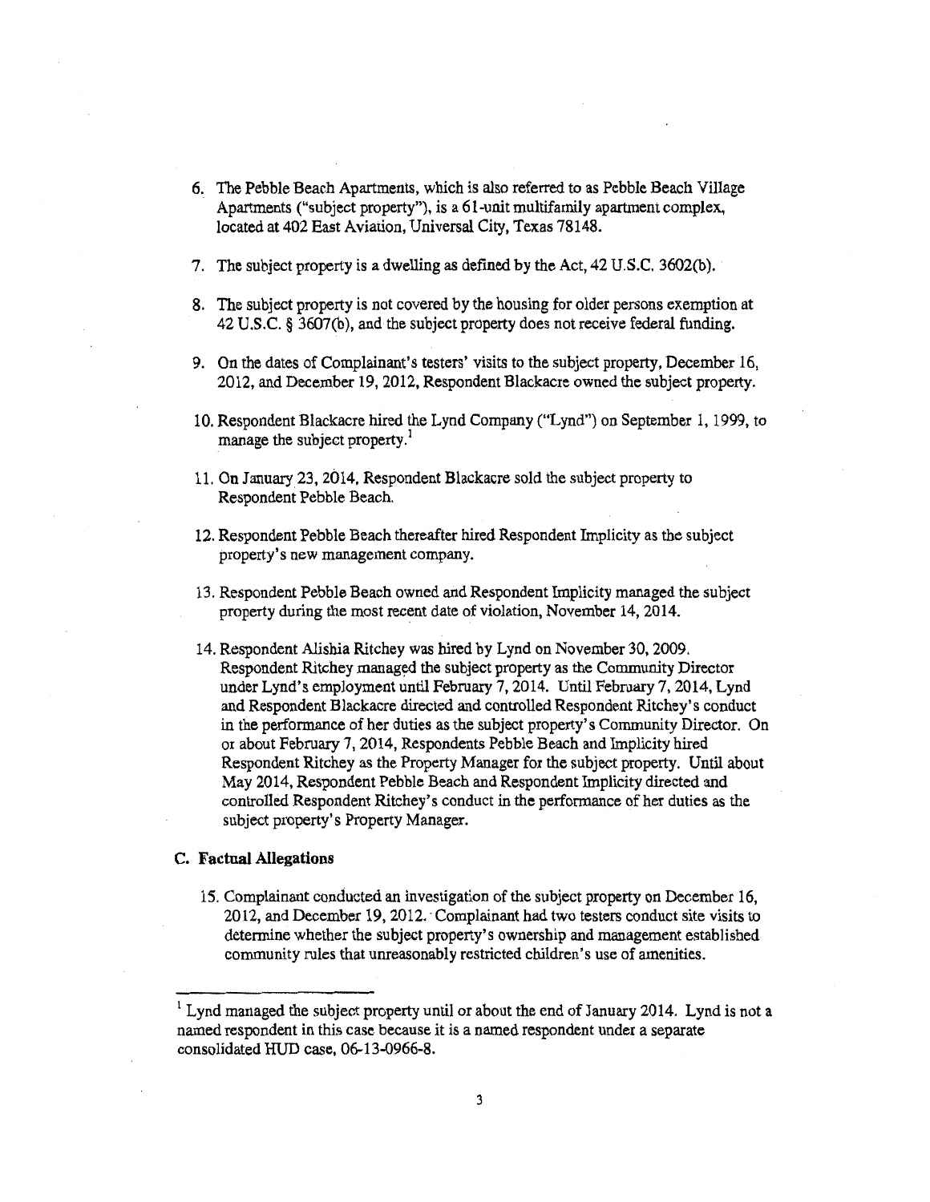6. The Pebble Beach Apartments, which is also referred to as Pebble Beach Village Apartments ("subject property"), is a 61-unit multifamily apartment complex, located at 402 East Aviation, Universal City, Texas 78148.

7. The subject property is a dwelling as defined by the Act, 42 U.S.C. 3602(b).

8. The subject property is not covered by the housing for older persons exemption at 42 U.S.C. § 3607(b), and the subject property does not receive federal funding.

9. On the dates of Complainant's testers' visits to the subject property, December 16, 2012, and December 19, 2012, Respondent Blackacre owned the subject property.

10. Respondent Blackacre hired the Lynd Company ("Lynd") on September 1, 1999, to manage the subject property.[1]

11. On January 23, 2014, Respondent Blackacre sold the subject property to Respondent Pebble Beach.

12. Respondent Pebble Beach thereafter hired Respondent Implicity as the subject property's new management company.

13. Respondent Pebble Beach owned and Respondent Implicity managed the subject property during the most recent date of violation, November 14, 2014.

14. Respondent Alishia Ritchey was hired by Lynd on November 30, 2009. Respondent Ritchey managed the subject property as the Community Director under Lynd's employment until February 7, 2014. Until February 7, 2014, Lynd and Respondent Blackacre directed and controlled Respondent Ritchey's conduct in the performance of her duties as the subject property's Community Director. On or about February 7, 2014, Respondents Pebble Beach and Implicity hired Respondent Ritchey as the Property Manager for the subject property. Until about May 2014, Respondent Pebble Beach and Respondent Implicity directed and controlled Respondent Ritchey's conduct in the performance of her duties as the subject property's Property Manager.

### C. Factual Allegations

15. Complainant conducted an investigation of the subject property on December 16, 2012, and December 19, 2012. Complainant had two testers conduct site visits to determine whether the subject property's ownership and management established community rules that unreasonably restricted children's use of amenities.

---

[1] Lynd managed the subject property until or about the end of January 2014. Lynd is not a named respondent in this case because it is a named respondent under a separate consolidated HUD case, 06-13-0966-8.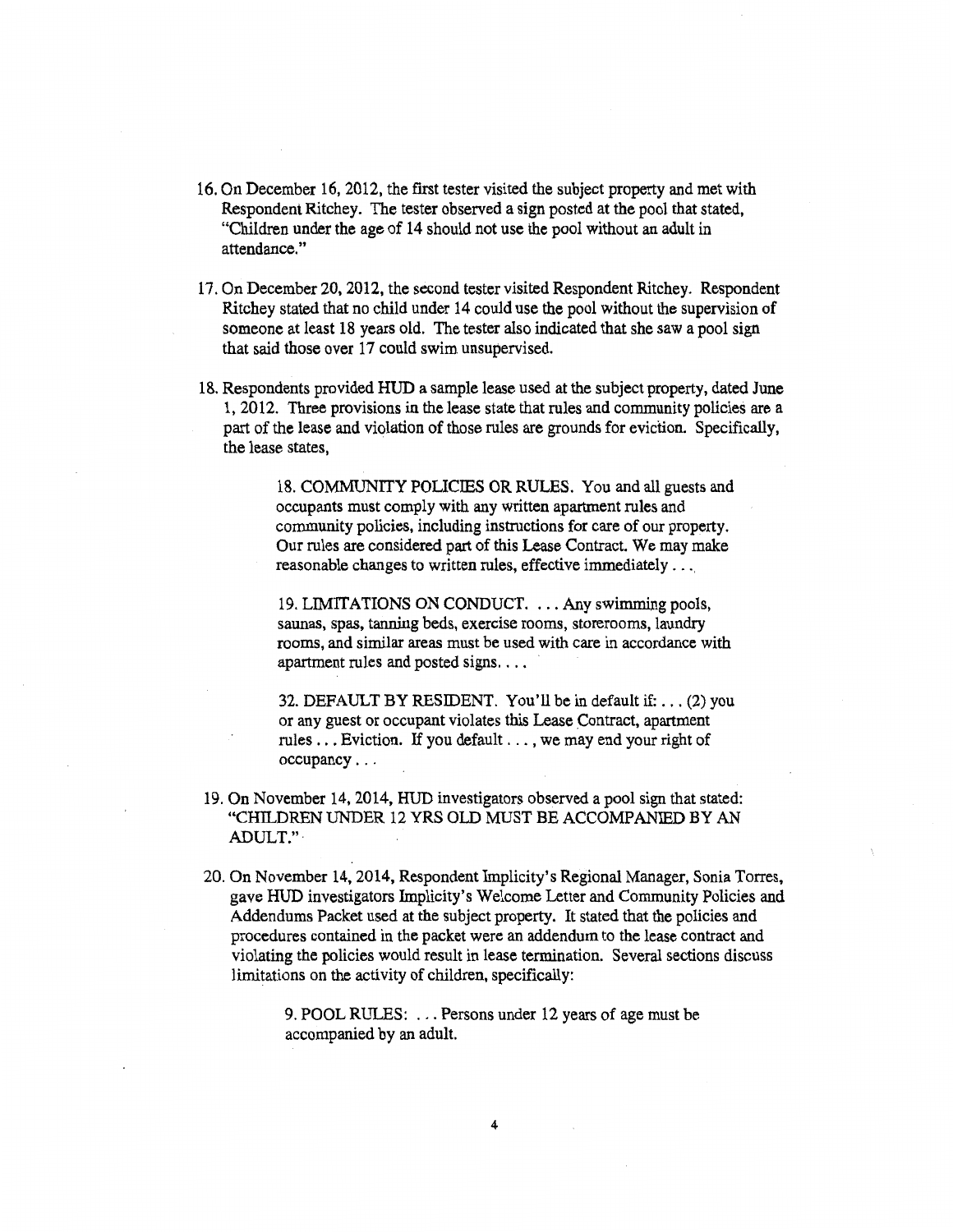16. On December 16, 2012, the first tester visited the subject property and met with Respondent Ritchey. The tester observed a sign posted at the pool that stated, "Children under the age of 14 should not use the pool without an adult in attendance."

17. On December 20, 2012, the second tester visited Respondent Ritchey. Respondent Ritchey stated that no child under 14 could use the pool without the supervision of someone at least 18 years old. The tester also indicated that she saw a pool sign that said those over 17 could swim unsupervised.

18. Respondents provided HUD a sample lease used at the subject property, dated June 1, 2012. Three provisions in the lease state that rules and community policies are a part of the lease and violation of those rules are grounds for eviction. Specifically, the lease states,

    > 18. COMMUNITY POLICIES OR RULES. You and all guests and occupants must comply with any written apartment rules and community policies, including instructions for care of our property. Our rules are considered part of this Lease Contract. We may make reasonable changes to written rules, effective immediately . . .
    >
    > 19. LIMITATIONS ON CONDUCT. . . . Any swimming pools, saunas, spas, tanning beds, exercise rooms, storerooms, laundry rooms, and similar areas must be used with care in accordance with apartment rules and posted signs. . . .
    >
    > 32. DEFAULT BY RESIDENT. You'll be in default if: . . . (2) you or any guest or occupant violates this Lease Contract, apartment rules . . . Eviction. If you default . . . , we may end your right of occupancy . . .

19. On November 14, 2014, HUD investigators observed a pool sign that stated: "CHILDREN UNDER 12 YRS OLD MUST BE ACCOMPANIED BY AN ADULT."

20. On November 14, 2014, Respondent Implicity's Regional Manager, Sonia Torres, gave HUD investigators Implicity's Welcome Letter and Community Policies and Addendums Packet used at the subject property. It stated that the policies and procedures contained in the packet were an addendum to the lease contract and violating the policies would result in lease termination. Several sections discuss limitations on the activity of children, specifically:

    > 9. POOL RULES: . . . Persons under 12 years of age must be accompanied by an adult.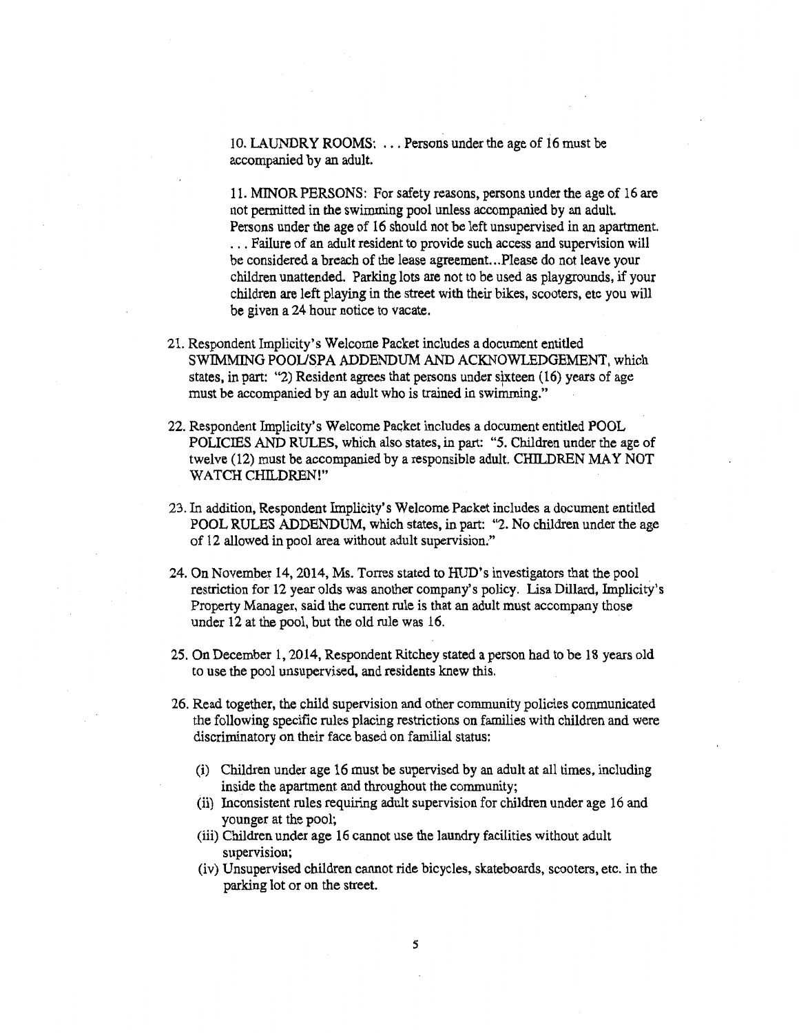10. LAUNDRY ROOMS: . . . Persons under the age of 16 must be accompanied by an adult.

11. MINOR PERSONS: For safety reasons, persons under the age of 16 are not permitted in the swimming pool unless accompanied by an adult. Persons under the age of 16 should not be left unsupervised in an apartment. . . . Failure of an adult resident to provide such access and supervision will be considered a breach of the lease agreement...Please do not leave your children unattended. Parking lots are not to be used as playgrounds, if your children are left playing in the street with their bikes, scooters, etc you will be given a 24 hour notice to vacate.

21. Respondent Implicity's Welcome Packet includes a document entitled SWIMMING POOL/SPA ADDENDUM AND ACKNOWLEDGEMENT, which states, in part: "2) Resident agrees that persons under sixteen (16) years of age must be accompanied by an adult who is trained in swimming."

22. Respondent Implicity's Welcome Packet includes a document entitled POOL POLICIES AND RULES, which also states, in part: "5. Children under the age of twelve (12) must be accompanied by a responsible adult. CHILDREN MAY NOT WATCH CHILDREN!"

23. In addition, Respondent Implicity's Welcome Packet includes a document entitled POOL RULES ADDENDUM, which states, in part: "2. No children under the age of 12 allowed in pool area without adult supervision."

24. On November 14, 2014, Ms. Torres stated to HUD's investigators that the pool restriction for 12 year olds was another company's policy. Lisa Dillard, Implicity's Property Manager, said the current rule is that an adult must accompany those under 12 at the pool, but the old rule was 16.

25. On December 1, 2014, Respondent Ritchey stated a person had to be 18 years old to use the pool unsupervised, and residents knew this.

26. Read together, the child supervision and other community policies communicated the following specific rules placing restrictions on families with children and were discriminatory on their face based on familial status:

    (i) Children under age 16 must be supervised by an adult at all times, including inside the apartment and throughout the community;
    (ii) Inconsistent rules requiring adult supervision for children under age 16 and younger at the pool;
    (iii) Children under age 16 cannot use the laundry facilities without adult supervision;
    (iv) Unsupervised children cannot ride bicycles, skateboards, scooters, etc. in the parking lot or on the street.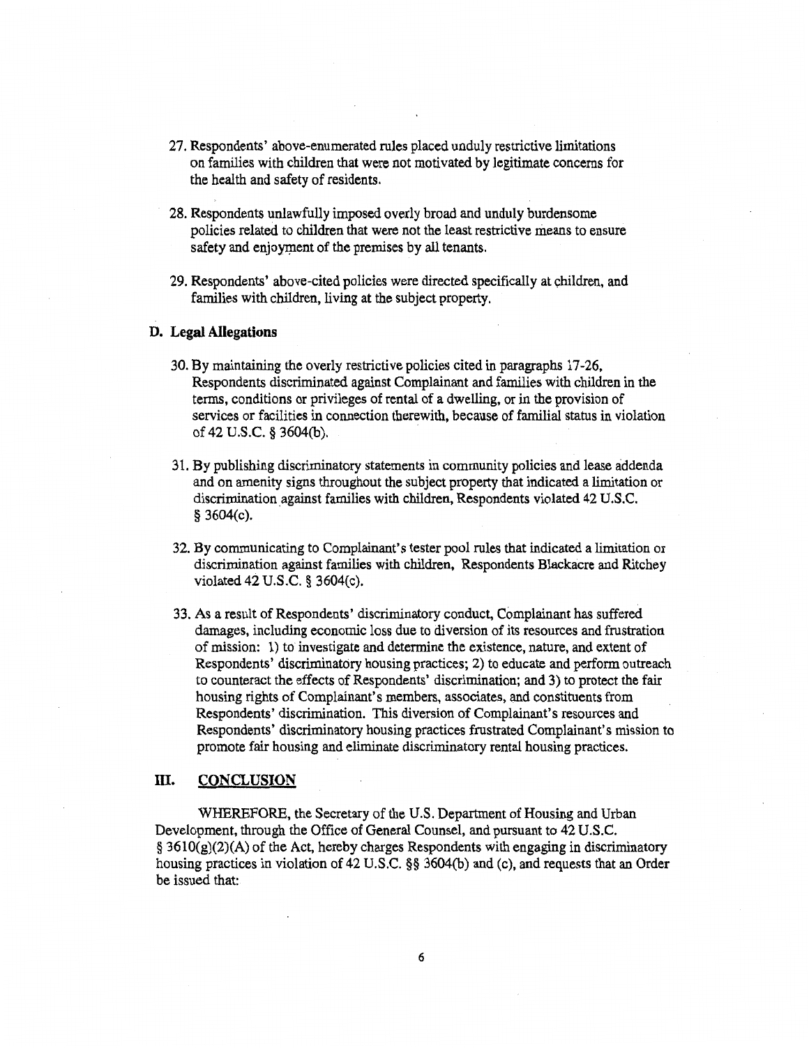27. Respondents' above-enumerated rules placed unduly restrictive limitations on families with children that were not motivated by legitimate concerns for the health and safety of residents.

28. Respondents unlawfully imposed overly broad and unduly burdensome policies related to children that were not the least restrictive means to ensure safety and enjoyment of the premises by all tenants.

29. Respondents' above-cited policies were directed specifically at children, and families with children, living at the subject property.

### D. Legal Allegations

30. By maintaining the overly restrictive policies cited in paragraphs 17-26, Respondents discriminated against Complainant and families with children in the terms, conditions or privileges of rental of a dwelling, or in the provision of services or facilities in connection therewith, because of familial status in violation of 42 U.S.C. § 3604(b).

31. By publishing discriminatory statements in community policies and lease addenda and on amenity signs throughout the subject property that indicated a limitation or discrimination against families with children, Respondents violated 42 U.S.C. § 3604(c).

32. By communicating to Complainant's tester pool rules that indicated a limitation or discrimination against families with children, Respondents Blackacre and Ritchey violated 42 U.S.C. § 3604(c).

33. As a result of Respondents' discriminatory conduct, Complainant has suffered damages, including economic loss due to diversion of its resources and frustration of mission: 1) to investigate and determine the existence, nature, and extent of Respondents' discriminatory housing practices; 2) to educate and perform outreach to counteract the effects of Respondents' discrimination; and 3) to protect the fair housing rights of Complainant's members, associates, and constituents from Respondents' discrimination. This diversion of Complainant's resources and Respondents' discriminatory housing practices frustrated Complainant's mission to promote fair housing and eliminate discriminatory rental housing practices.

## III. CONCLUSION

WHEREFORE, the Secretary of the U.S. Department of Housing and Urban Development, through the Office of General Counsel, and pursuant to 42 U.S.C. § 3610(g)(2)(A) of the Act, hereby charges Respondents with engaging in discriminatory housing practices in violation of 42 U.S.C. §§ 3604(b) and (c), and requests that an Order be issued that: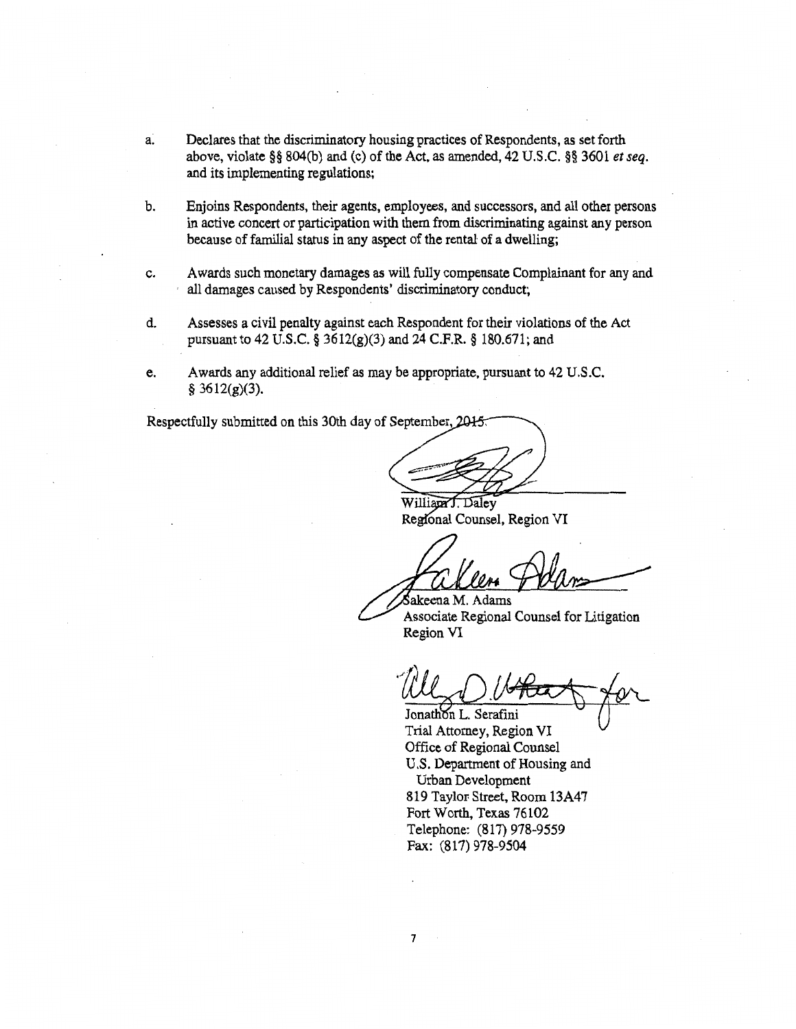a. Declares that the discriminatory housing practices of Respondents, as set forth above, violate §§ 804(b) and (c) of the Act, as amended, 42 U.S.C. §§ 3601 *et seq.* and its implementing regulations;

b. Enjoins Respondents, their agents, employees, and successors, and all other persons in active concert or participation with them from discriminating against any person because of familial status in any aspect of the rental of a dwelling;

c. Awards such monetary damages as will fully compensate Complainant for any and all damages caused by Respondents' discriminatory conduct;

d. Assesses a civil penalty against each Respondent for their violations of the Act pursuant to 42 U.S.C. § 3612(g)(3) and 24 C.F.R. § 180.671; and

e. Awards any additional relief as may be appropriate, pursuant to 42 U.S.C. § 3612(g)(3).

Respectfully submitted on this 30th day of September, 2015.

William J. Daley
Regional Counsel, Region VI

Sakeena M. Adams
Associate Regional Counsel for Litigation
Region VI

Jonathon L. Serafini
Trial Attorney, Region VI
Office of Regional Counsel
U.S. Department of Housing and Urban Development
819 Taylor Street, Room 13A47
Fort Worth, Texas 76102
Telephone: (817) 978-9559
Fax: (817) 978-9504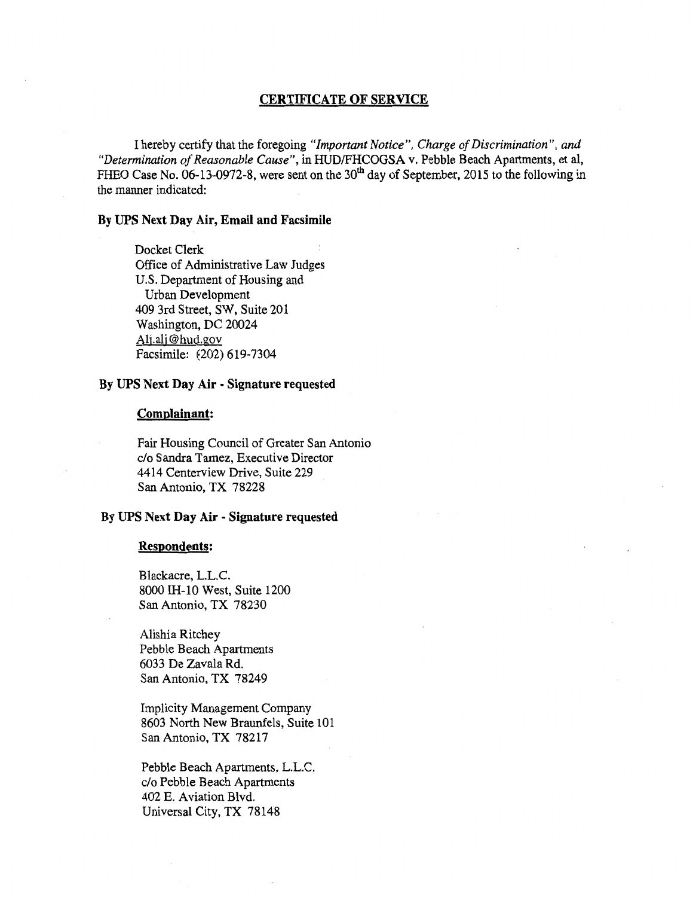## CERTIFICATE OF SERVICE

I hereby certify that the foregoing *"Important Notice", Charge of Discrimination", and "Determination of Reasonable Cause"*, in HUD/FHCOGSA v. Pebble Beach Apartments, et al, FHEO Case No. 06-13-0972-8, were sent on the 30th day of September, 2015 to the following in the manner indicated:

**By UPS Next Day Air, Email and Facsimile**

Docket Clerk
Office of Administrative Law Judges
U.S. Department of Housing and
Urban Development
409 3rd Street, SW, Suite 201
Washington, DC 20024
Alj.alj@hud.gov
Facsimile: (202) 619-7304

**By UPS Next Day Air - Signature requested**

**Complainant:**

Fair Housing Council of Greater San Antonio
c/o Sandra Tamez, Executive Director
4414 Centerview Drive, Suite 229
San Antonio, TX 78228

**By UPS Next Day Air - Signature requested**

**Respondents:**

Blackacre, L.L.C.
8000 IH-10 West, Suite 1200
San Antonio, TX 78230

Alishia Ritchey
Pebble Beach Apartments
6033 De Zavala Rd.
San Antonio, TX 78249

Implicity Management Company
8603 North New Braunfels, Suite 101
San Antonio, TX 78217

Pebble Beach Apartments, L.L.C.
c/o Pebble Beach Apartments
402 E. Aviation Blvd.
Universal City, TX 78148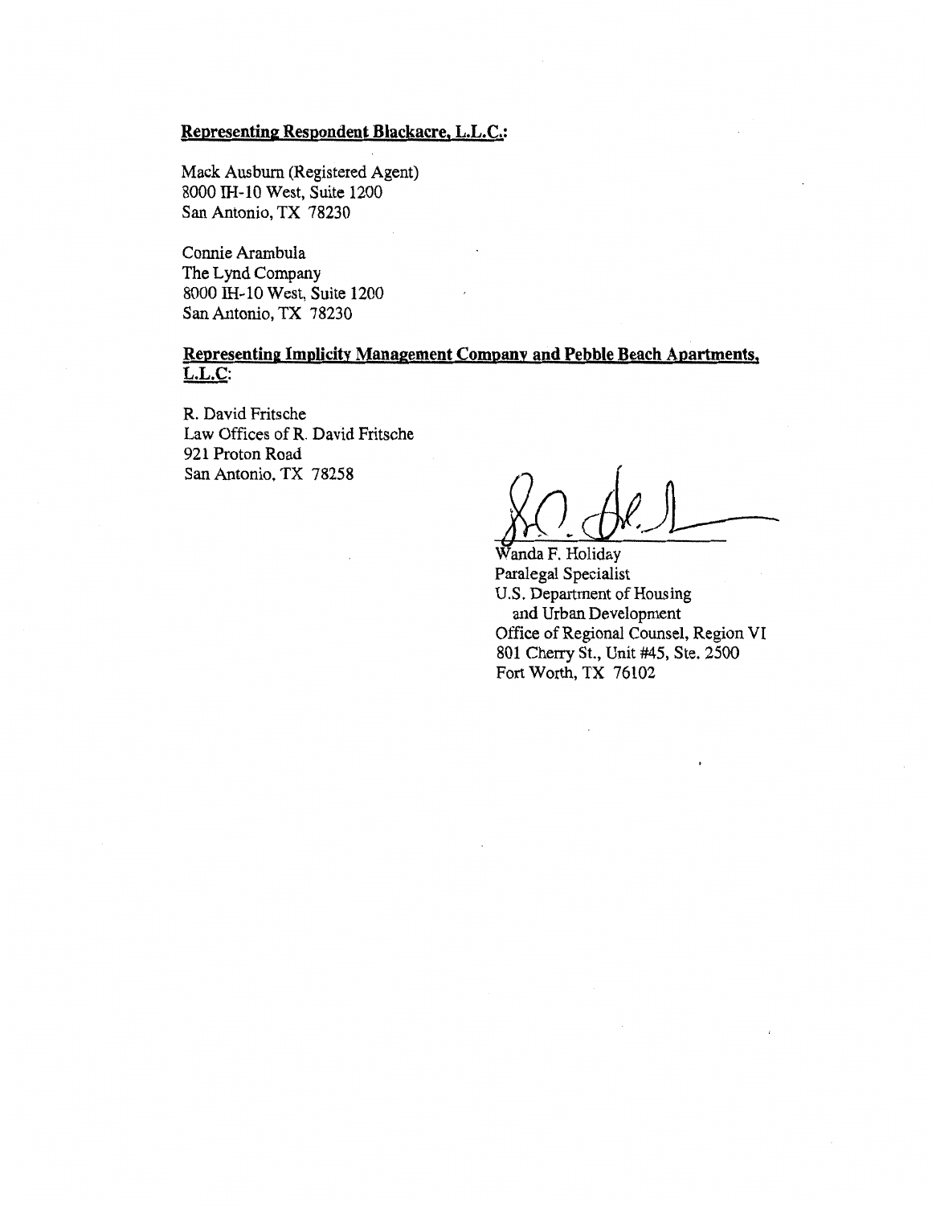**Representing Respondent Blackacre, L.L.C.:**

Mack Ausburn (Registered Agent)
8000 IH-10 West, Suite 1200
San Antonio, TX 78230

Connie Arambula
The Lynd Company
8000 IH-10 West, Suite 1200
San Antonio, TX 78230

**Representing Implicity Management Company and Pebble Beach Apartments, L.L.C:**

R. David Fritsche
Law Offices of R. David Fritsche
921 Proton Road
San Antonio, TX 78258

Wanda F. Holiday
Paralegal Specialist
U.S. Department of Housing
and Urban Development
Office of Regional Counsel, Region VI
801 Cherry St., Unit #45, Ste. 2500
Fort Worth, TX 76102